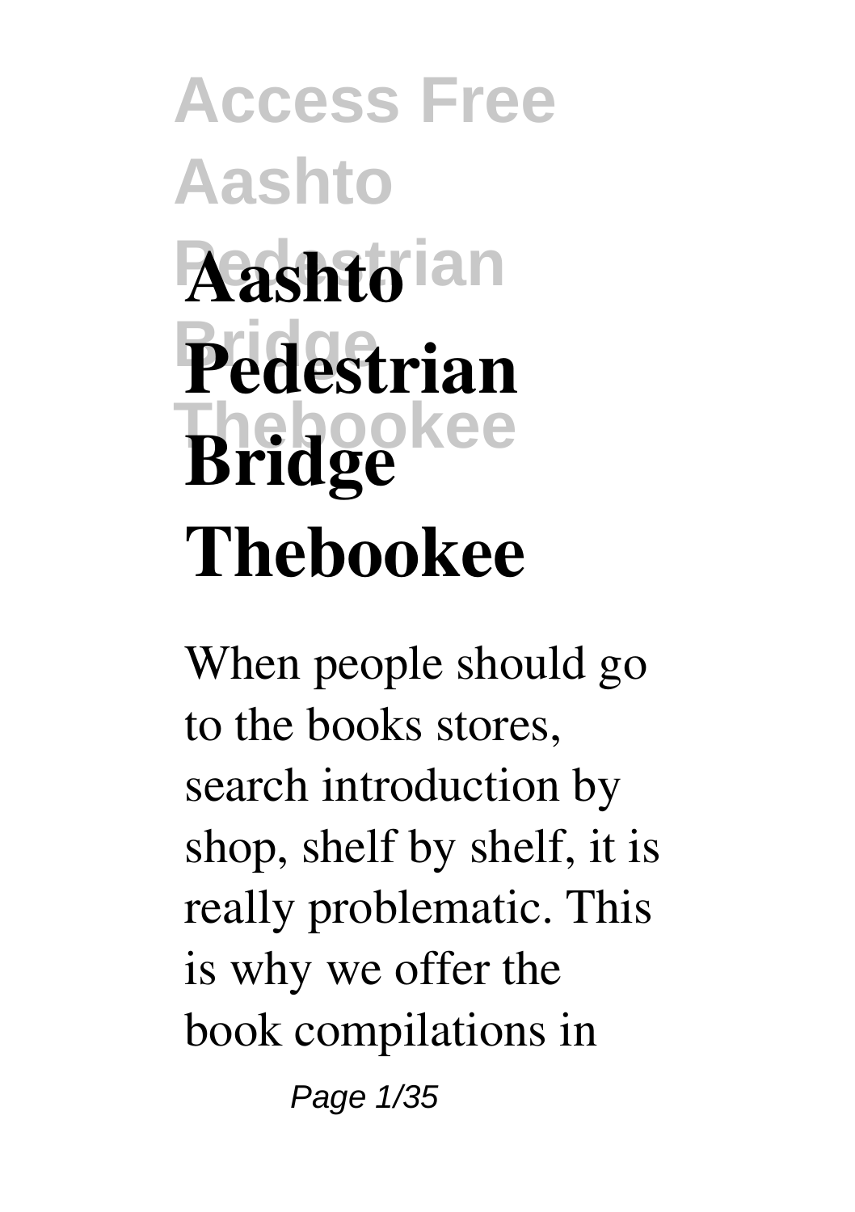# Aashto Pedestrian Bridge Thebookee

When people should go to the books stores, search introduction by shop, shelf by shelf, it is really problematic. This is why we offer the book compilations in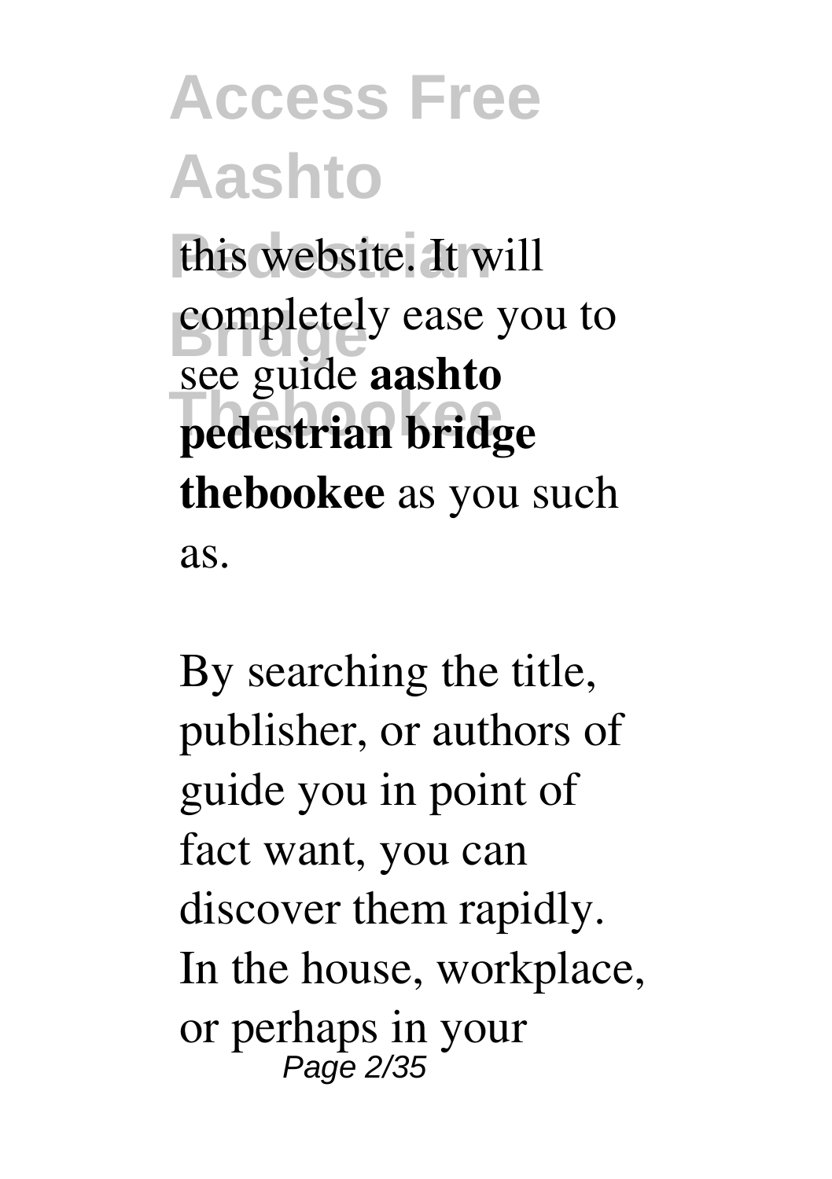this website. It will completely ease you to see guide **aashto pedestrian bridge thebookee** as you such as.

By searching the title, publisher, or authors of guide you in point of fact want, you can discover them rapidly. In the house, workplace, or perhaps in your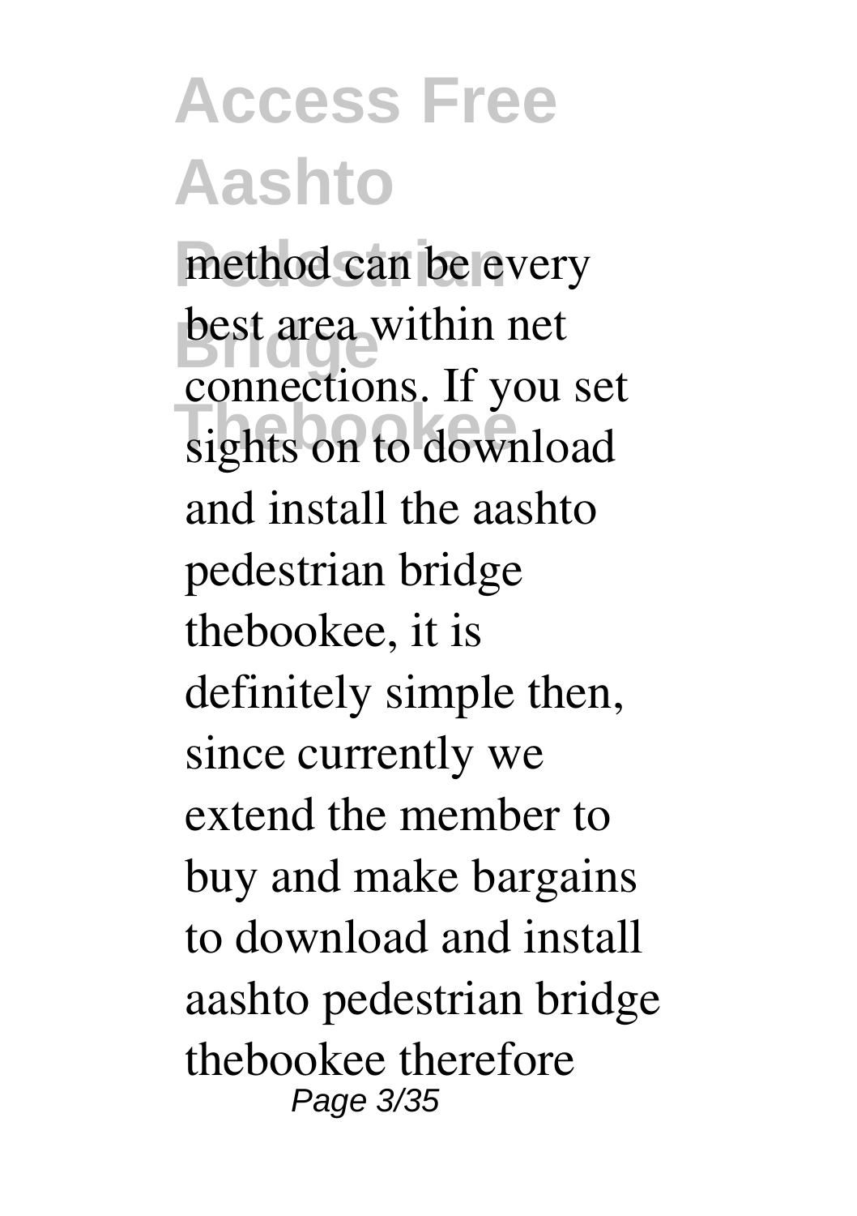method can be every best area within net connections. If you set sights on to download and install the aashto pedestrian bridge thebookee, it is definitely simple then, since currently we extend the member to buy and make bargains to download and install aashto pedestrian bridge thebookee therefore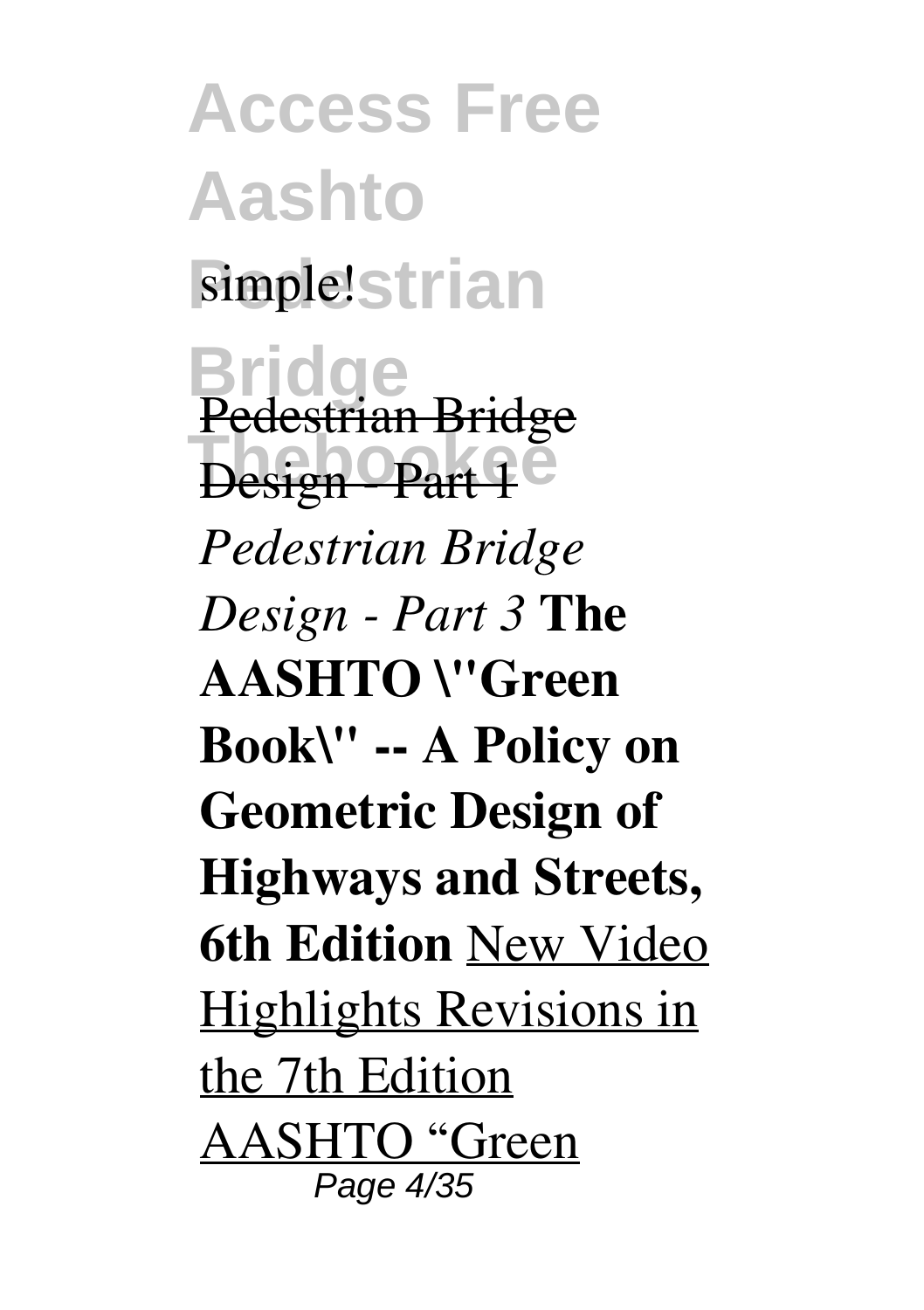simple!

Pedestrian Bridge Design - Part 1

*Pedestrian Bridge Design - Part 3* **The AASHTO \"Green Book\" -- A Policy on Geometric Design of Highways and Streets, 6th Edition** New Video Highlights Revisions in the 7th Edition AASHTO "Green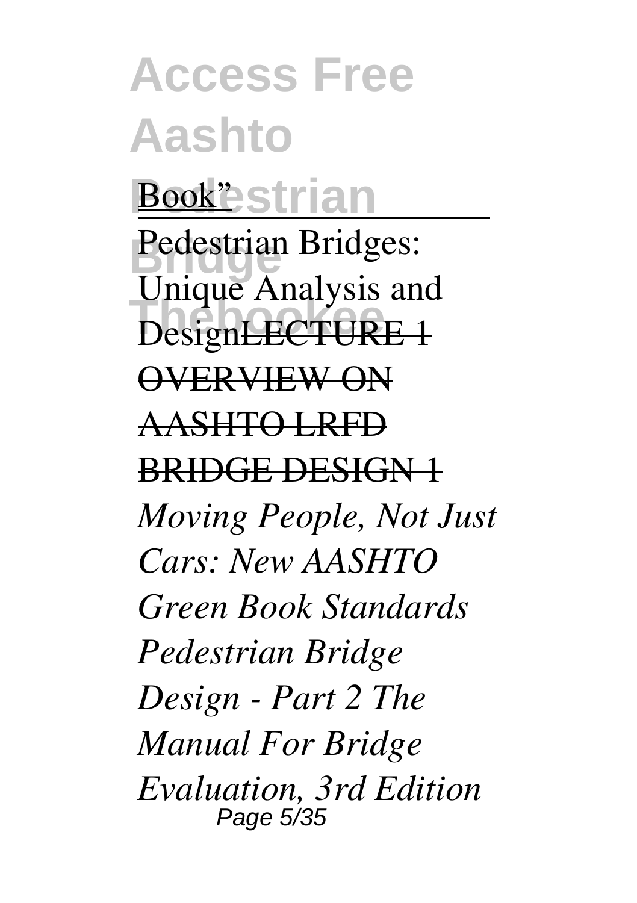Book"

Pedestrian Bridges: Unique Analysis and Design~~LECTURE 1 OVERVIEW ON AASHTO LRFD BRIDGE DESIGN 1~~ *Moving People, Not Just Cars: New AASHTO Green Book Standards Pedestrian Bridge Design - Part 2 The Manual For Bridge Evaluation, 3rd Edition*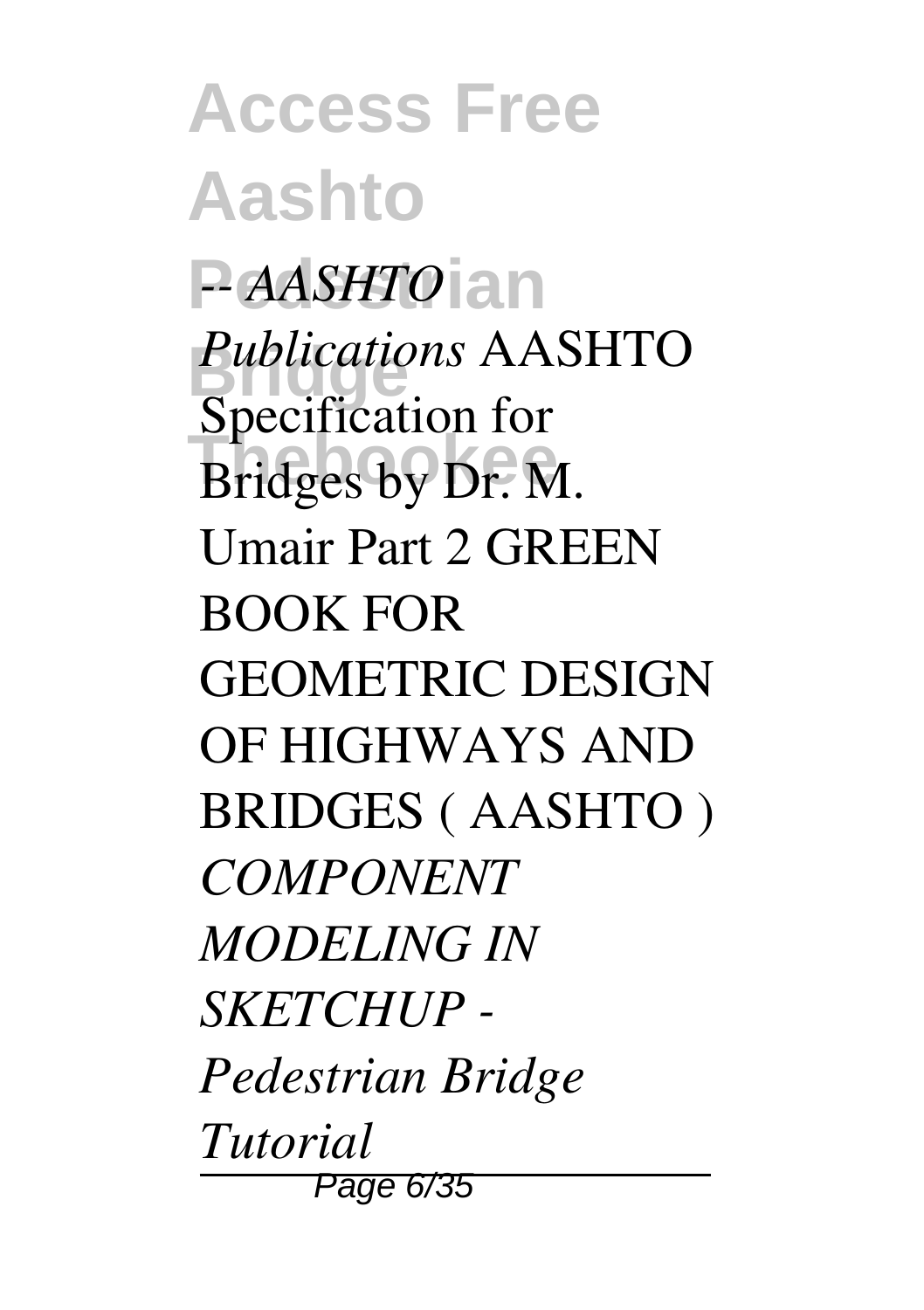*-- AASHTO Publications* AASHTO Specification for Bridges by Dr. M. Umair Part 2 GREEN BOOK FOR GEOMETRIC DESIGN OF HIGHWAYS AND BRIDGES ( AASHTO ) *COMPONENT MODELING IN SKETCHUP - Pedestrian Bridge Tutorial*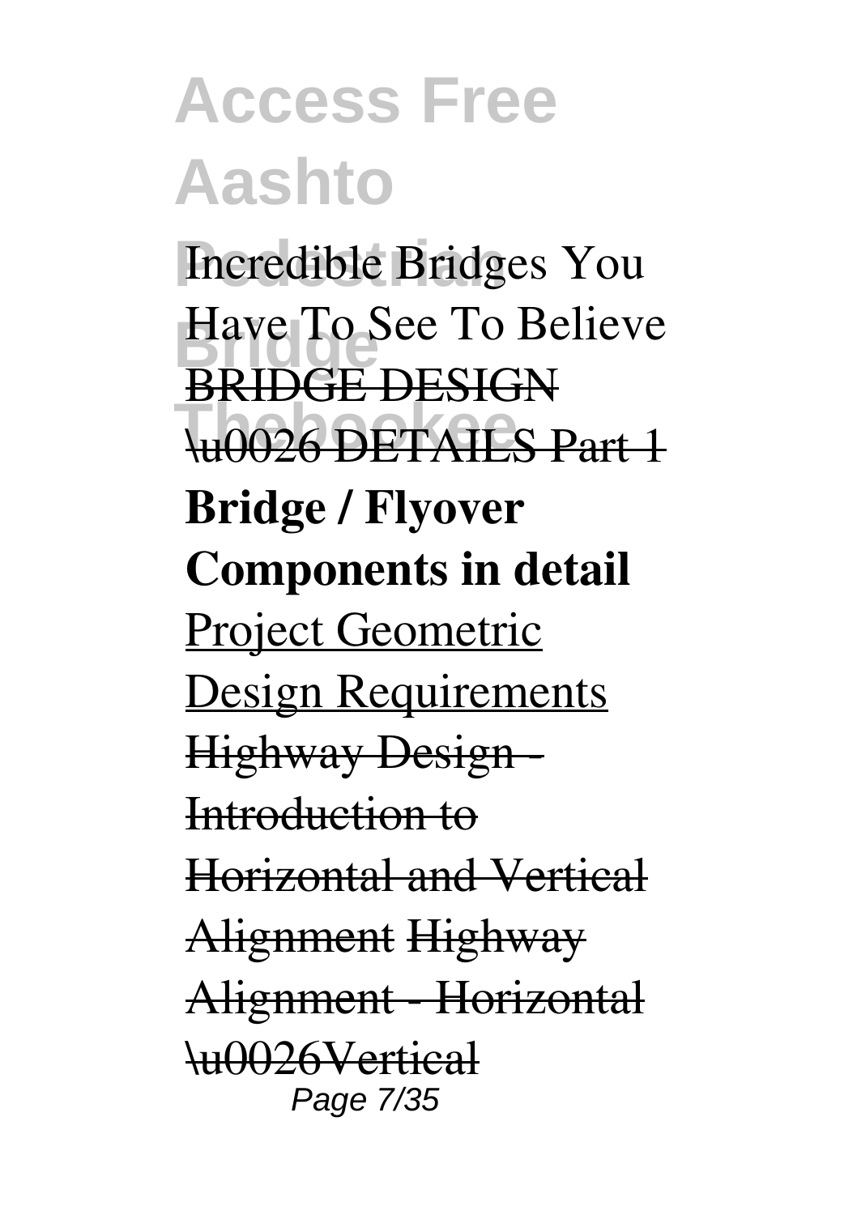Incredible Bridges You Have To See To Believe ~~BRIDGE DESIGN \u0026 DETAILS Part 1~~ **Bridge / Flyover Components in detail** Project Geometric Design Requirements ~~Highway Design - Introduction to Horizontal and Vertical Alignment~~ ~~Highway Alignment - Horizontal \u0026Vertical~~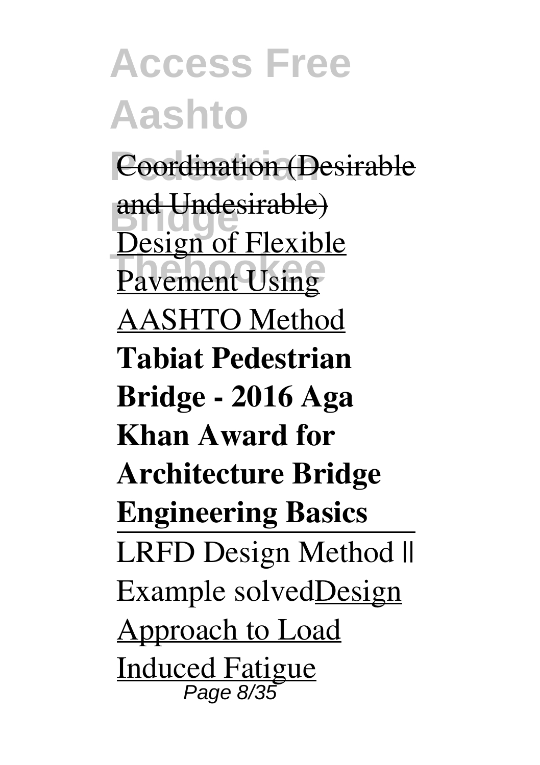Coordination (Desirable and Undesirable)
Design of Flexible Pavement Using AASHTO Method

**Tabiat Pedestrian Bridge - 2016 Aga Khan Award for Architecture Bridge Engineering Basics**

LRFD Design Method || Example solvedDesign Approach to Load Induced Fatigue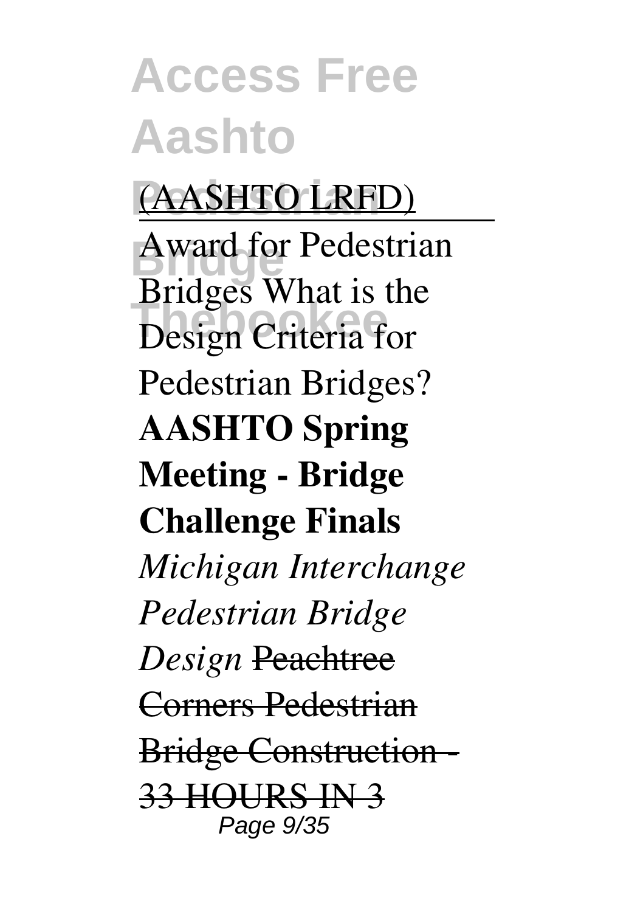(AASHTO LRFD)

Award for Pedestrian Bridges What is the Design Criteria for Pedestrian Bridges? **AASHTO Spring Meeting - Bridge Challenge Finals** *Michigan Interchange Pedestrian Bridge Design* ~~Peachtree Corners Pedestrian Bridge Construction - 33 HOURS IN 3~~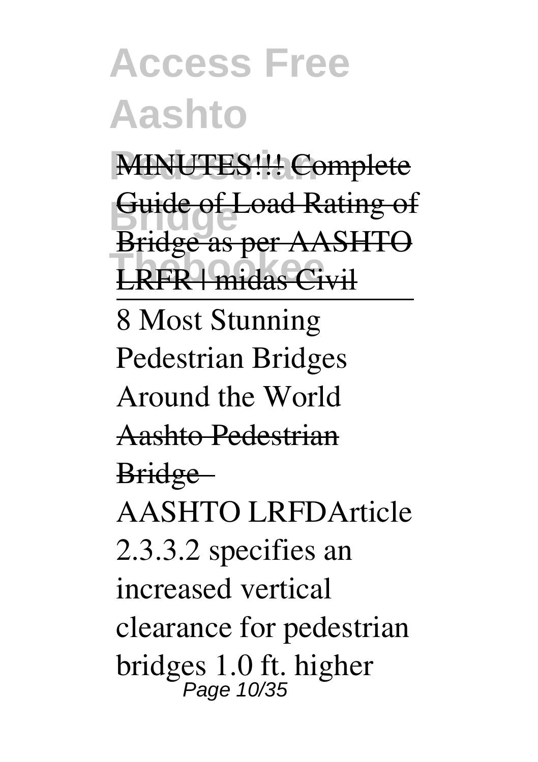MINUTES!!! Complete Guide of Load Rating of Bridge as per AASHTO LRFR | midas Civil

8 Most Stunning Pedestrian Bridges Around the World

Aashto Pedestrian Bridge

AASHTO LRFDArticle 2.3.3.2 specifies an increased vertical clearance for pedestrian bridges 1.0 ft. higher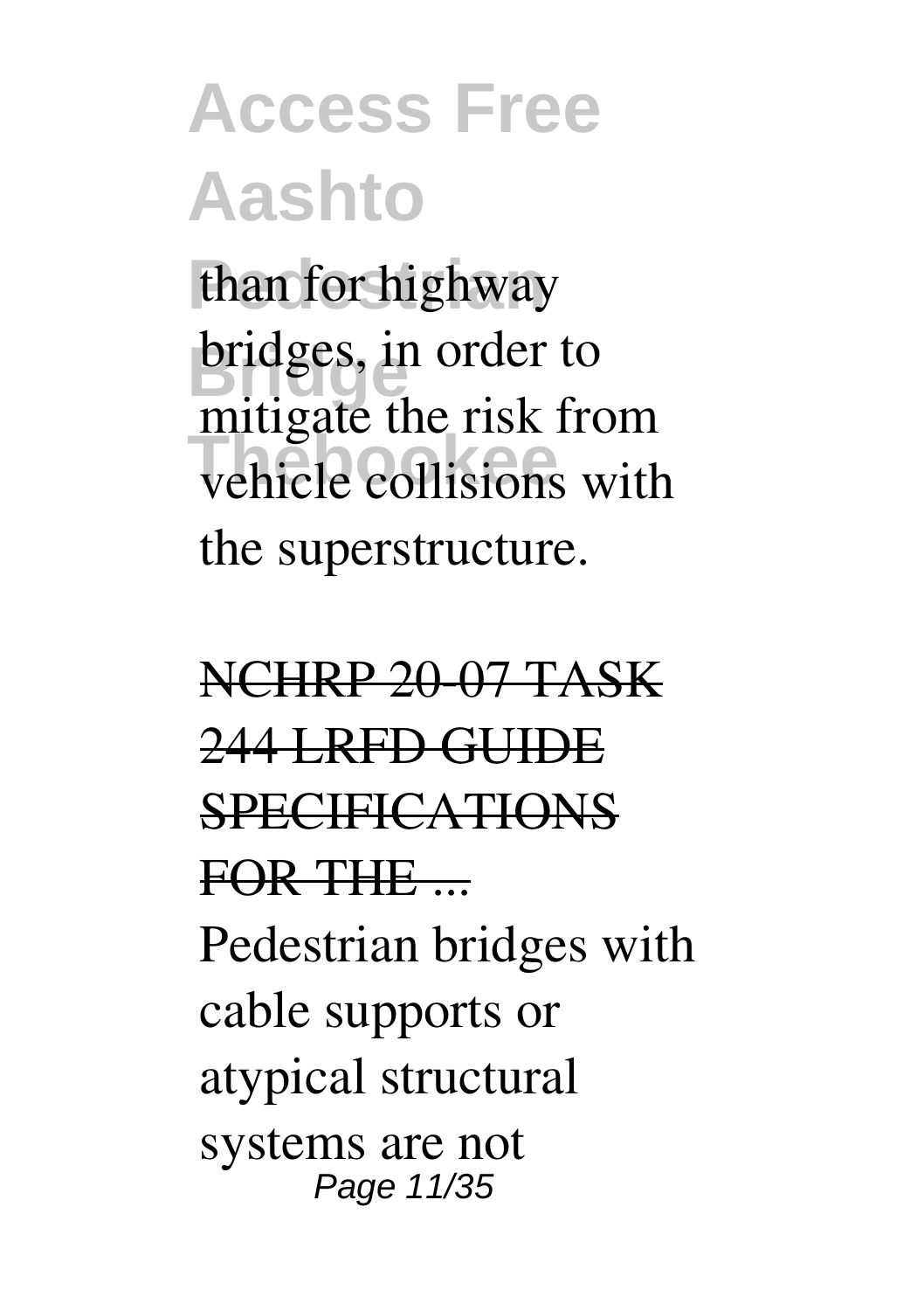than for highway bridges, in order to mitigate the risk from vehicle collisions with the superstructure.

NCHRP 20-07 TASK 244 LRFD GUIDE SPECIFICATIONS FOR THE ...

Pedestrian bridges with cable supports or atypical structural systems are not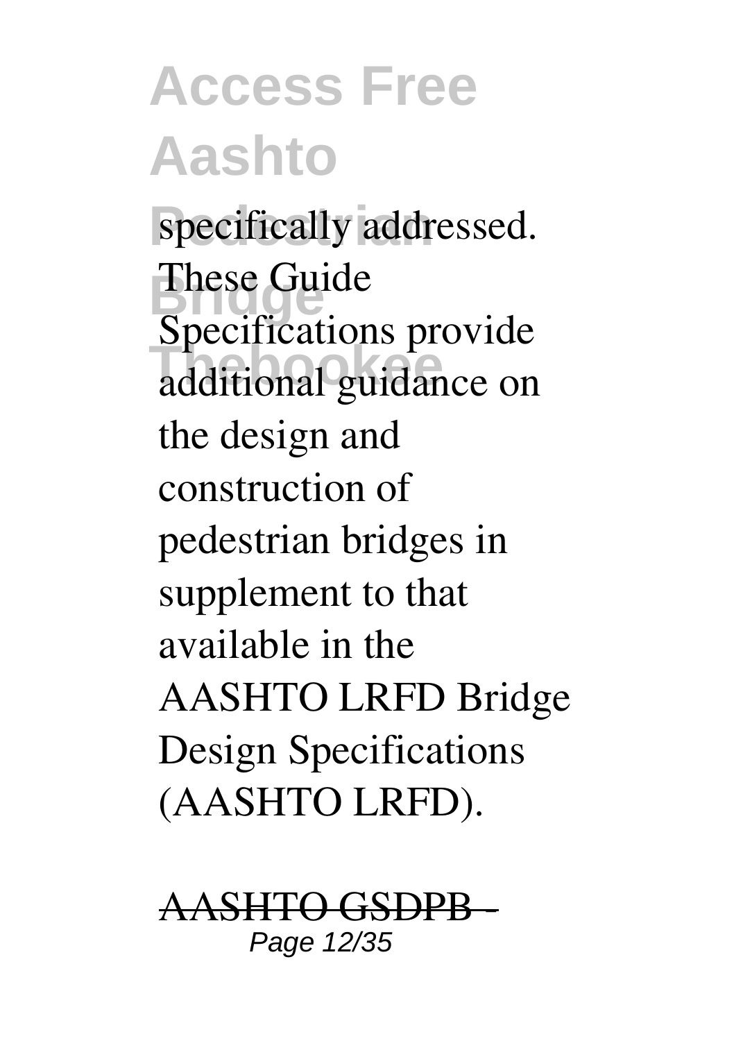specifically addressed. These Guide Specifications provide additional guidance on the design and construction of pedestrian bridges in supplement to that available in the AASHTO LRFD Bridge Design Specifications (AASHTO LRFD).

AASHTO GSDPB -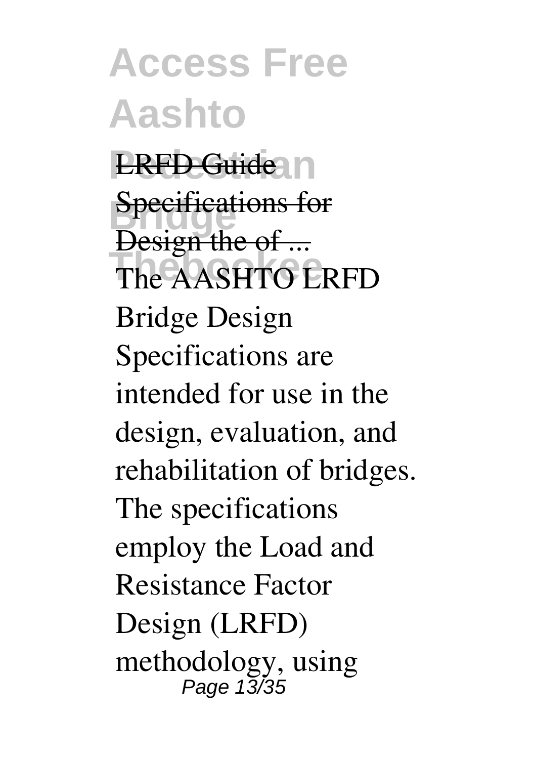LRFD Guide Specifications for Design the of ...

The AASHTO LRFD Bridge Design Specifications are intended for use in the design, evaluation, and rehabilitation of bridges. The specifications employ the Load and Resistance Factor Design (LRFD) methodology, using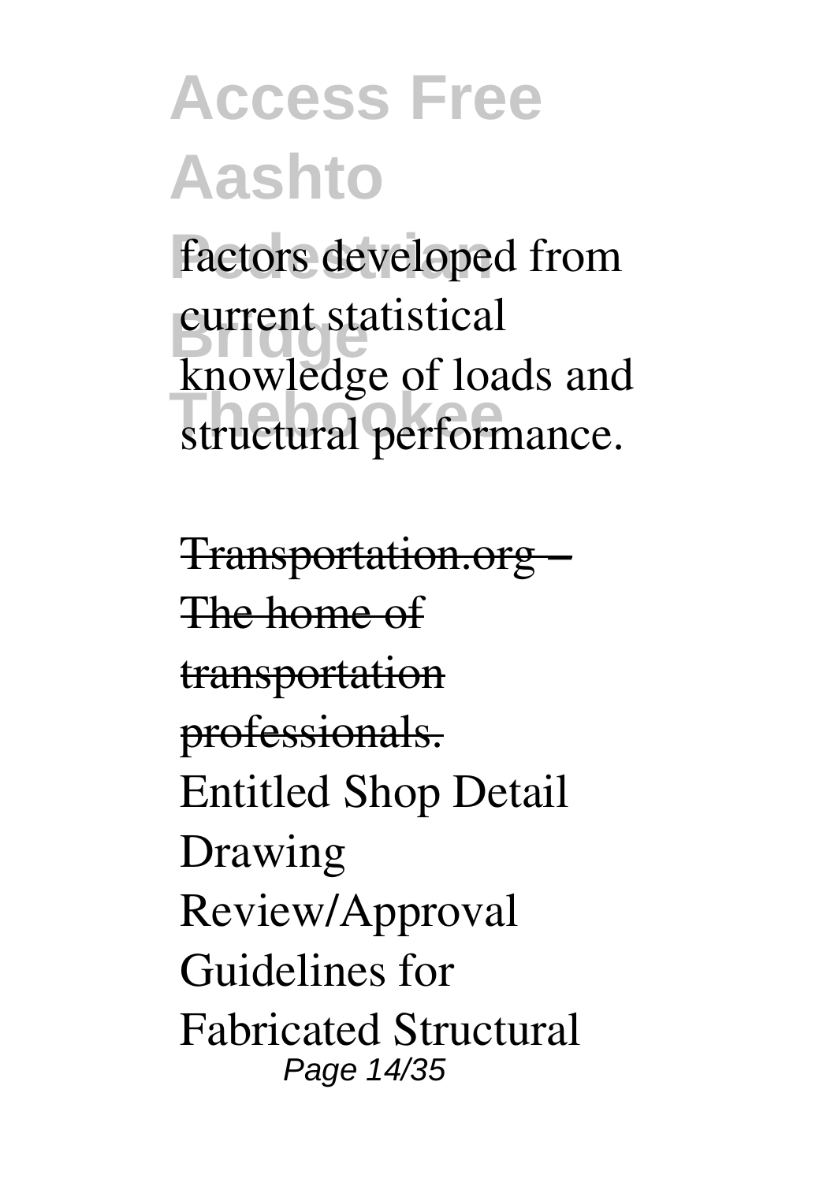factors developed from current statistical knowledge of loads and structural performance.

~~Transportation.org – The home of transportation professionals.~~

Entitled Shop Detail Drawing Review/Approval Guidelines for Fabricated Structural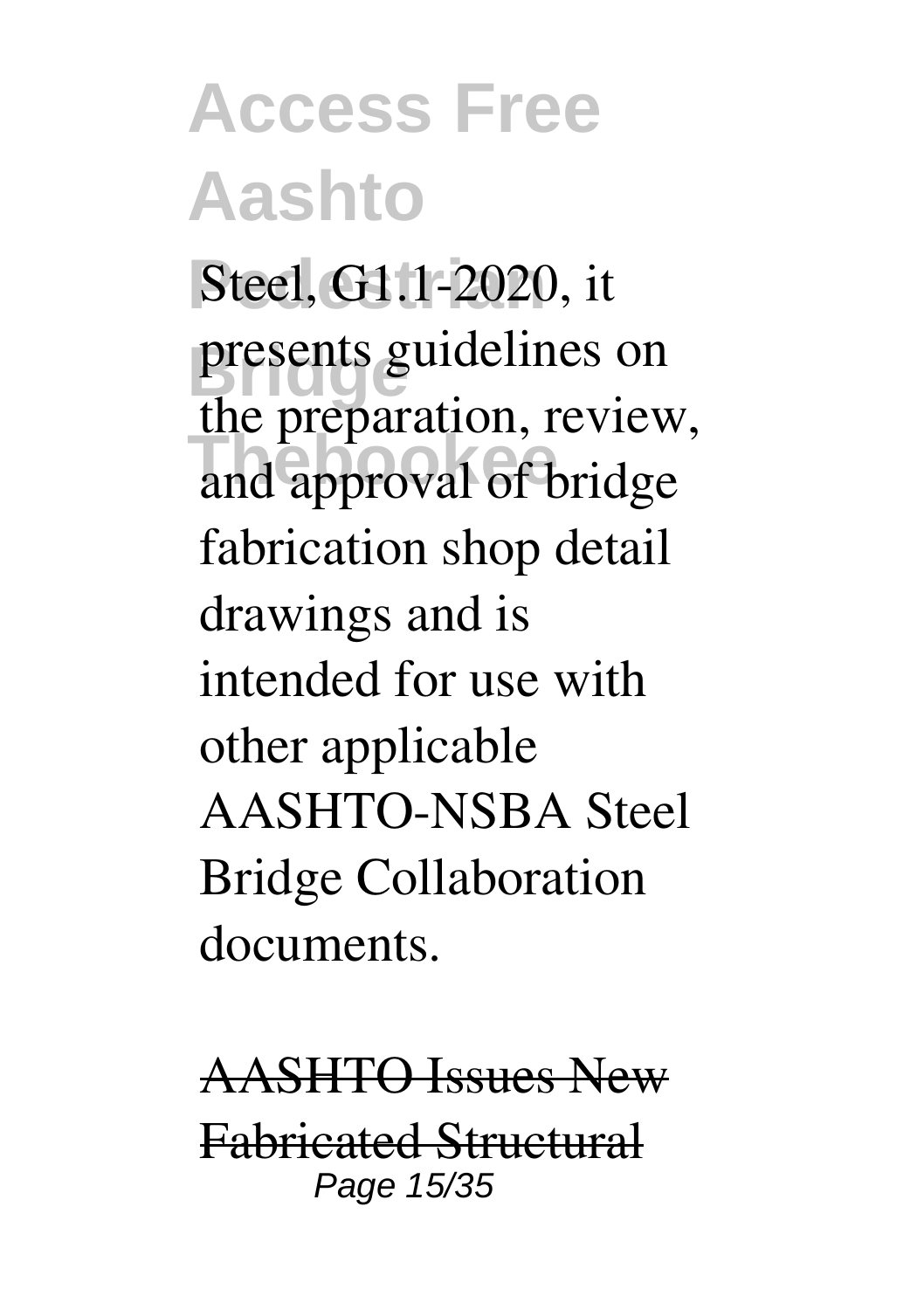Steel, G1.1-2020, it presents guidelines on the preparation, review, and approval of bridge fabrication shop detail drawings and is intended for use with other applicable AASHTO-NSBA Steel Bridge Collaboration documents.

AASHTO Issues New Fabricated Structural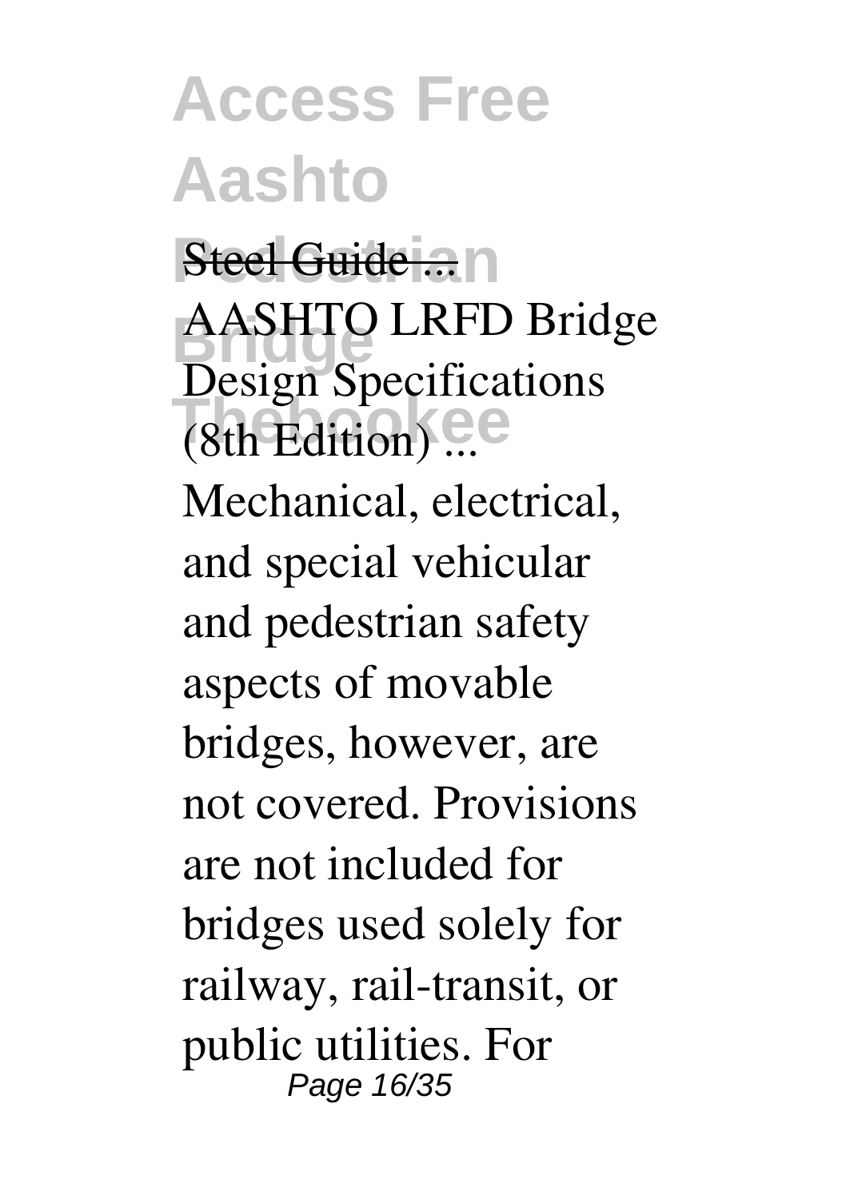Steel Guide ...

AASHTO LRFD Bridge Design Specifications (8th Edition) ...

Mechanical, electrical, and special vehicular and pedestrian safety aspects of movable bridges, however, are not covered. Provisions are not included for bridges used solely for railway, rail-transit, or public utilities. For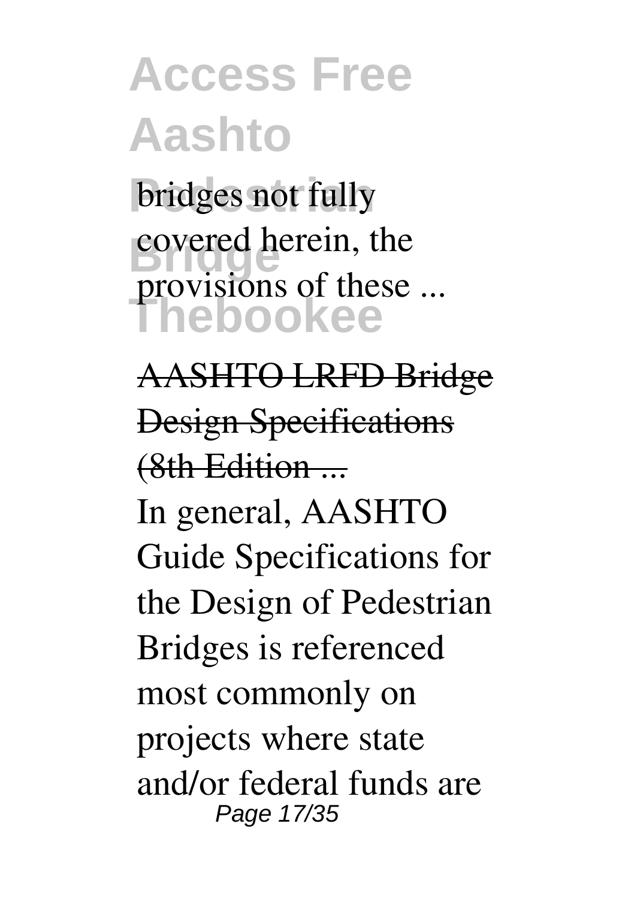bridges not fully covered herein, the provisions of these ...

AASHTO LRFD Bridge Design Specifications (8th Edition ...

In general, AASHTO Guide Specifications for the Design of Pedestrian Bridges is referenced most commonly on projects where state and/or federal funds are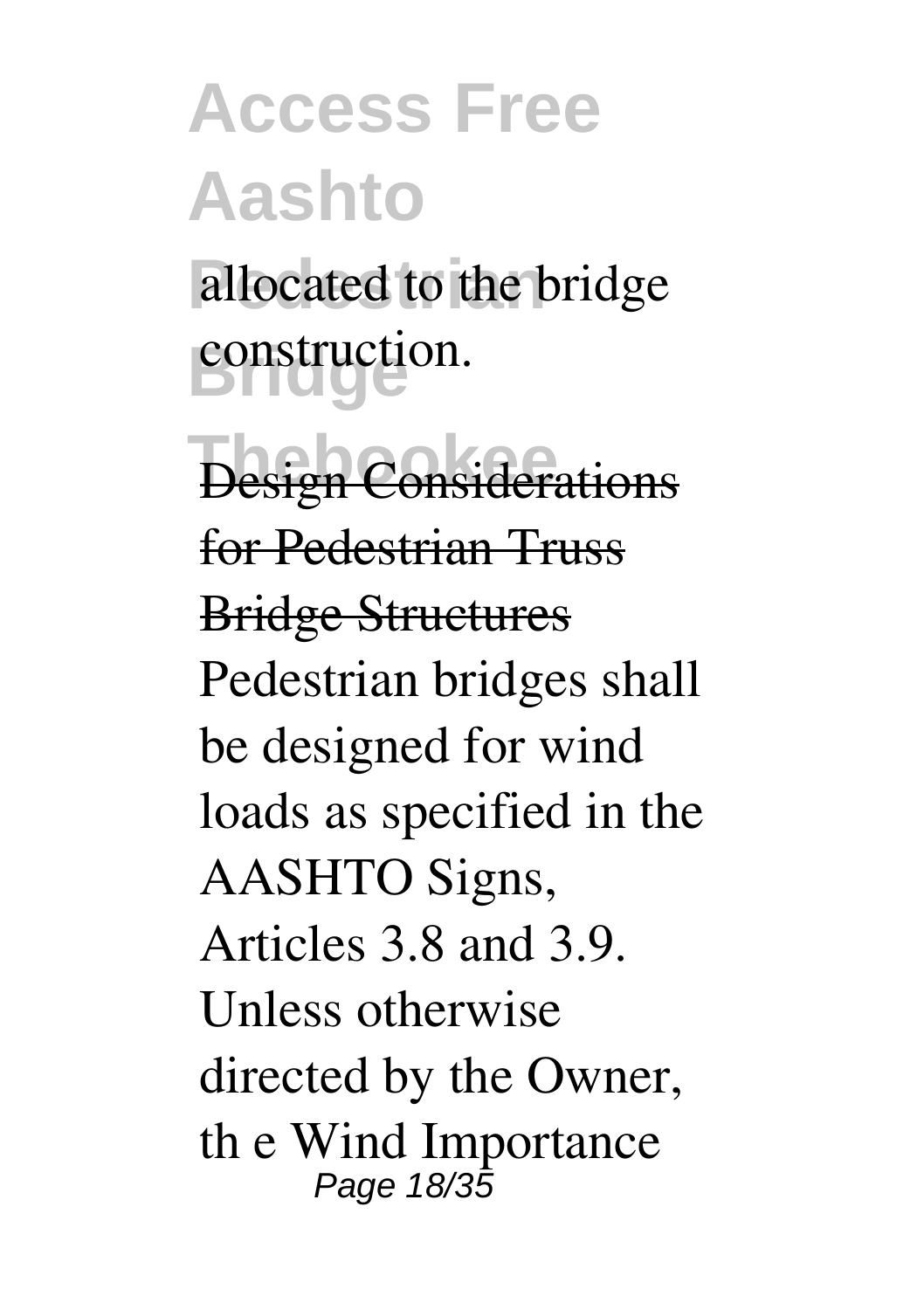allocated to the bridge construction.

Design Considerations for Pedestrian Truss Bridge Structures

Pedestrian bridges shall be designed for wind loads as specified in the AASHTO Signs, Articles 3.8 and 3.9. Unless otherwise directed by the Owner, th e Wind Importance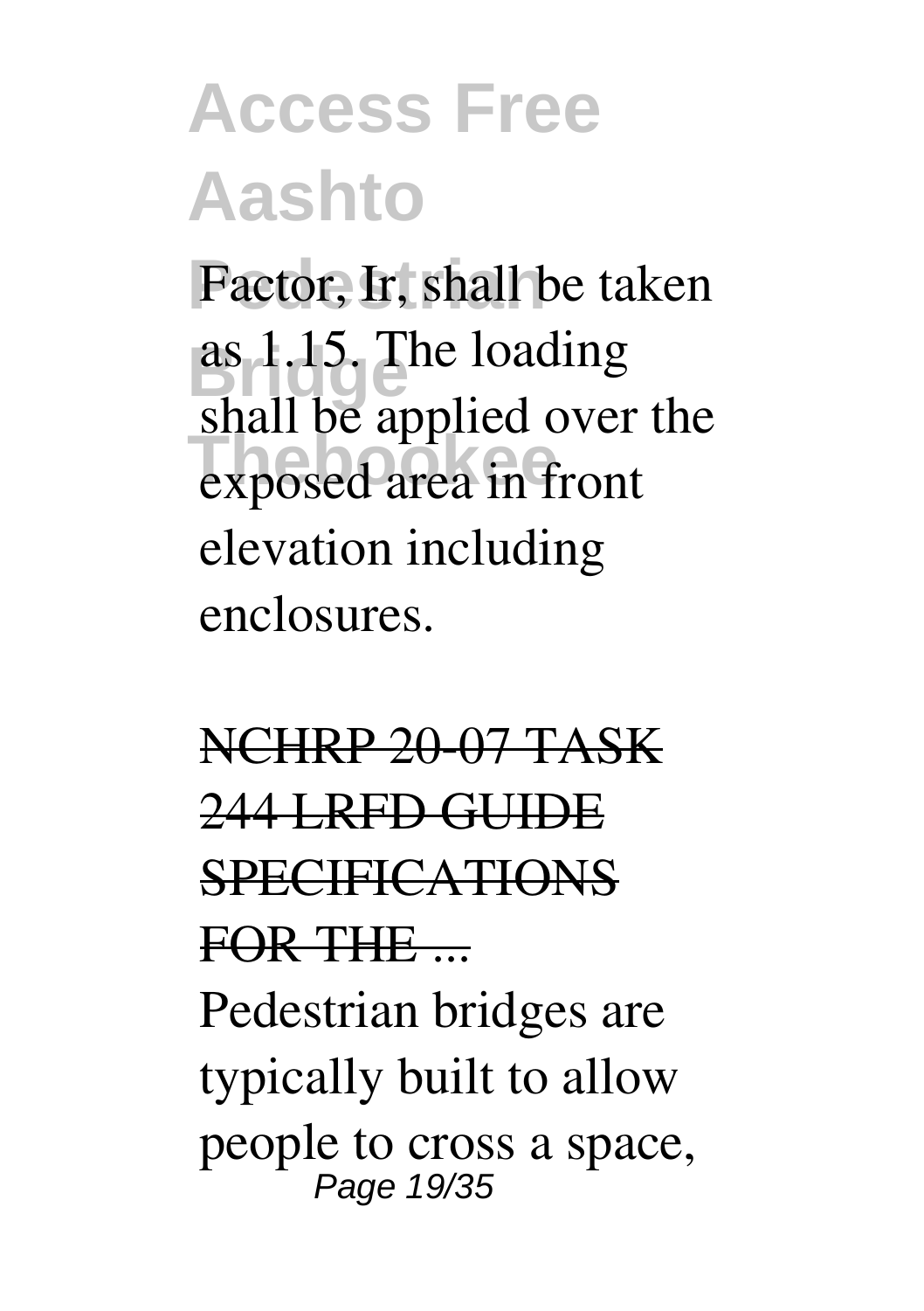Factor, Ir, shall be taken as 1.15. The loading shall be applied over the exposed area in front elevation including enclosures.

NCHRP 20-07 TASK 244 LRFD GUIDE SPECIFICATIONS FOR THE ...

Pedestrian bridges are typically built to allow people to cross a space,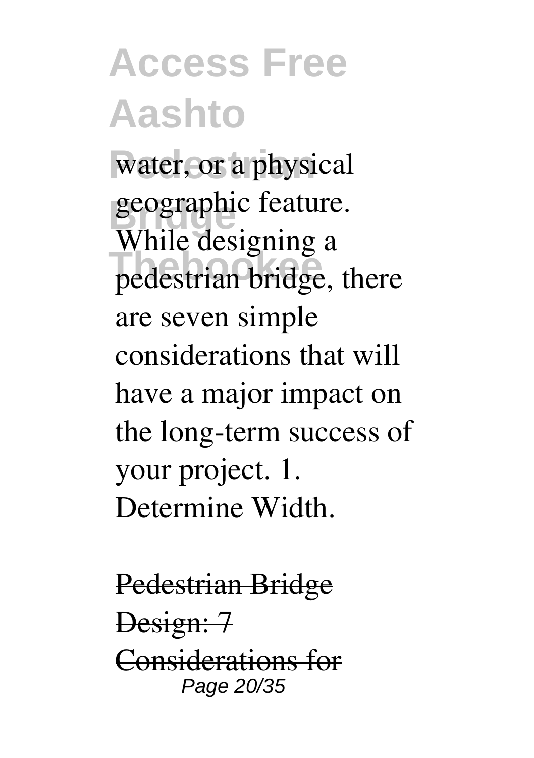water, or a physical geographic feature. While designing a pedestrian bridge, there are seven simple considerations that will have a major impact on the long-term success of your project. 1. Determine Width.

~~Pedestrian Bridge Design: 7 Considerations for~~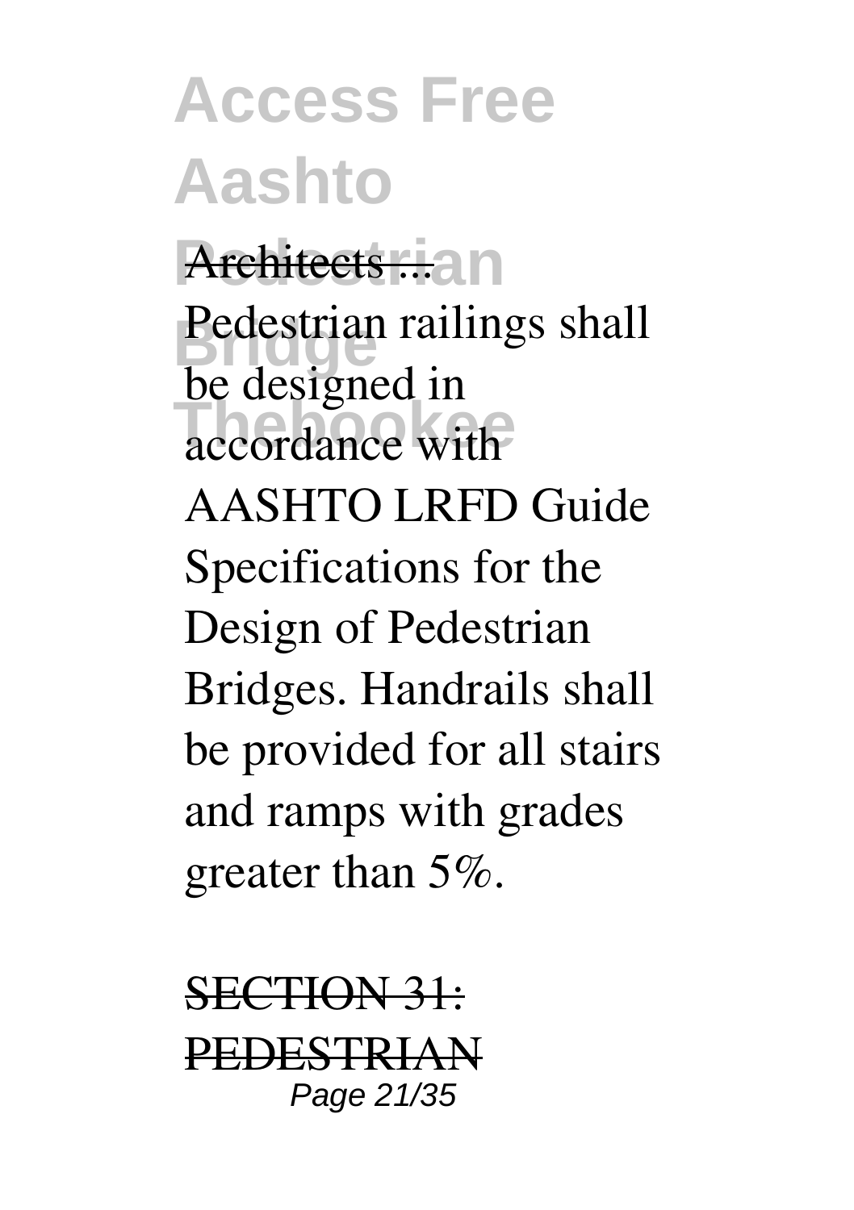Architects ...

Pedestrian railings shall be designed in accordance with AASHTO LRFD Guide Specifications for the Design of Pedestrian Bridges. Handrails shall be provided for all stairs and ramps with grades greater than 5%.

SECTION 31: PEDESTRIAN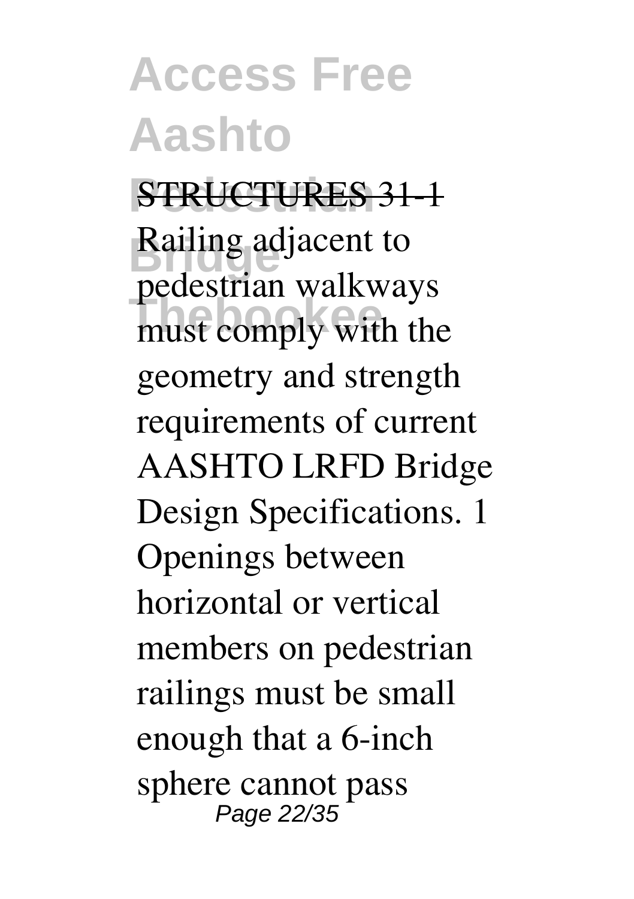STRUCTURES 31-1

Railing adjacent to pedestrian walkways must comply with the geometry and strength requirements of current AASHTO LRFD Bridge Design Specifications. 1 Openings between horizontal or vertical members on pedestrian railings must be small enough that a 6-inch sphere cannot pass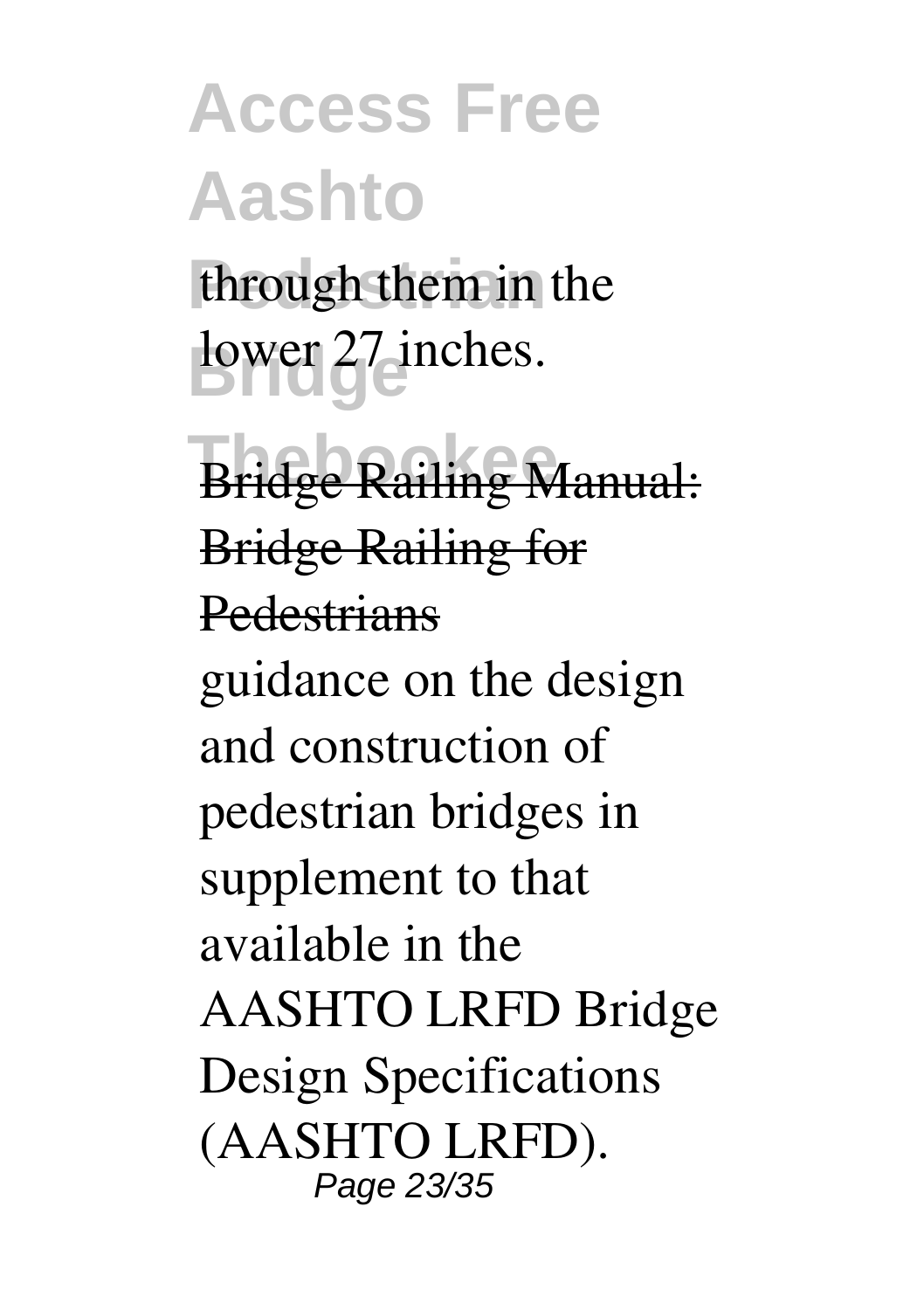through them in the lower 27 inches.

Bridge Railing Manual: Bridge Railing for Pedestrians

guidance on the design and construction of pedestrian bridges in supplement to that available in the AASHTO LRFD Bridge Design Specifications (AASHTO LRFD).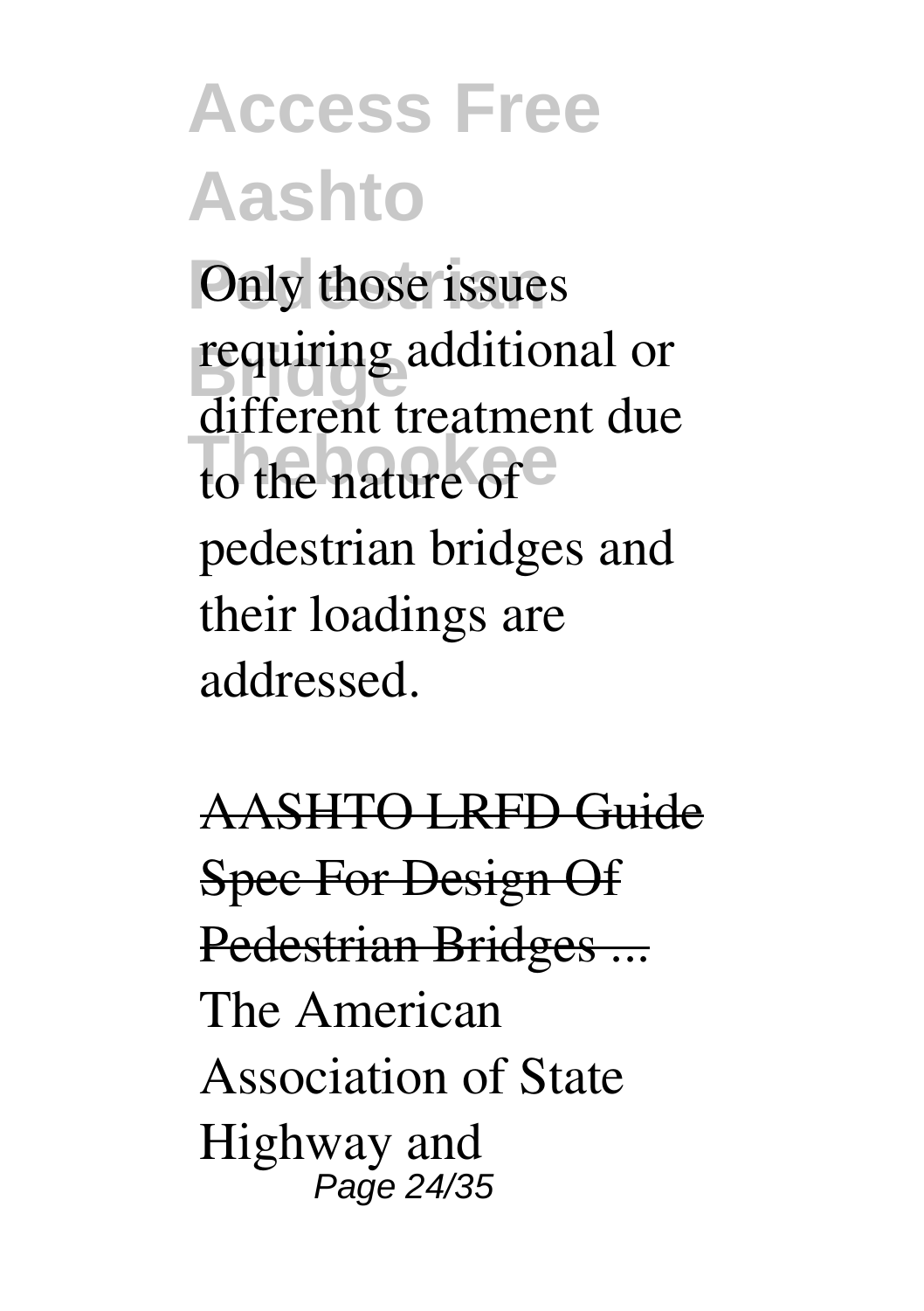Only those issues requiring additional or different treatment due to the nature of pedestrian bridges and their loadings are addressed.

AASHTO LRFD Guide Spec For Design Of Pedestrian Bridges ...

The American Association of State Highway and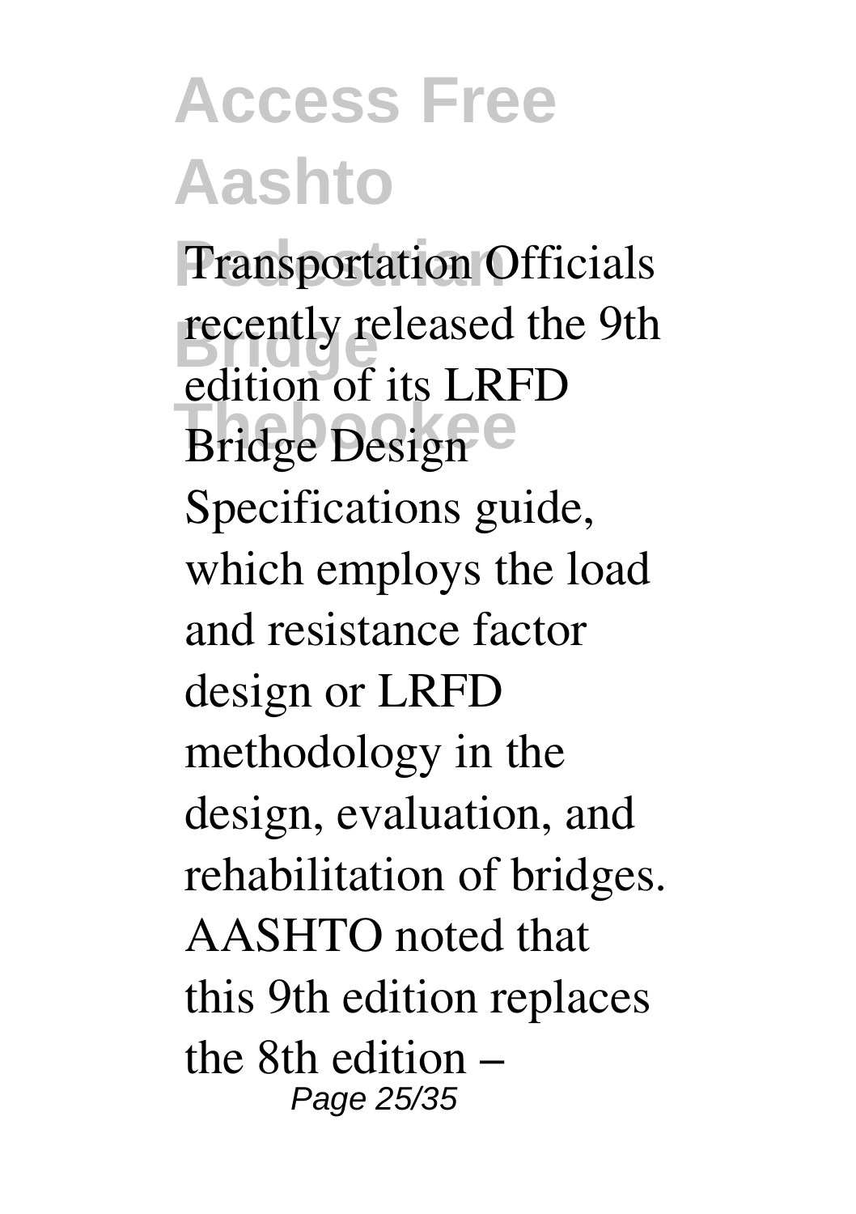Transportation Officials recently released the 9th edition of its LRFD Bridge Design Specifications guide, which employs the load and resistance factor design or LRFD methodology in the design, evaluation, and rehabilitation of bridges. AASHTO noted that this 9th edition replaces the 8th edition –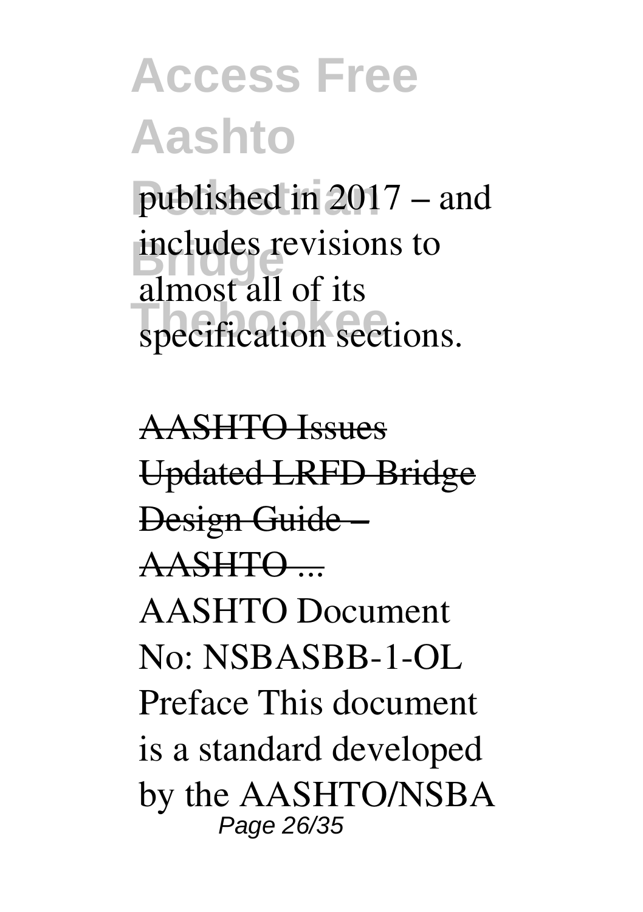published in 2017 – and includes revisions to almost all of its specification sections.

AASHTO Issues Updated LRFD Bridge Design Guide – AASHTO ...

AASHTO Document No: NSBASBB-1-OL Preface This document is a standard developed by the AASHTO/NSBA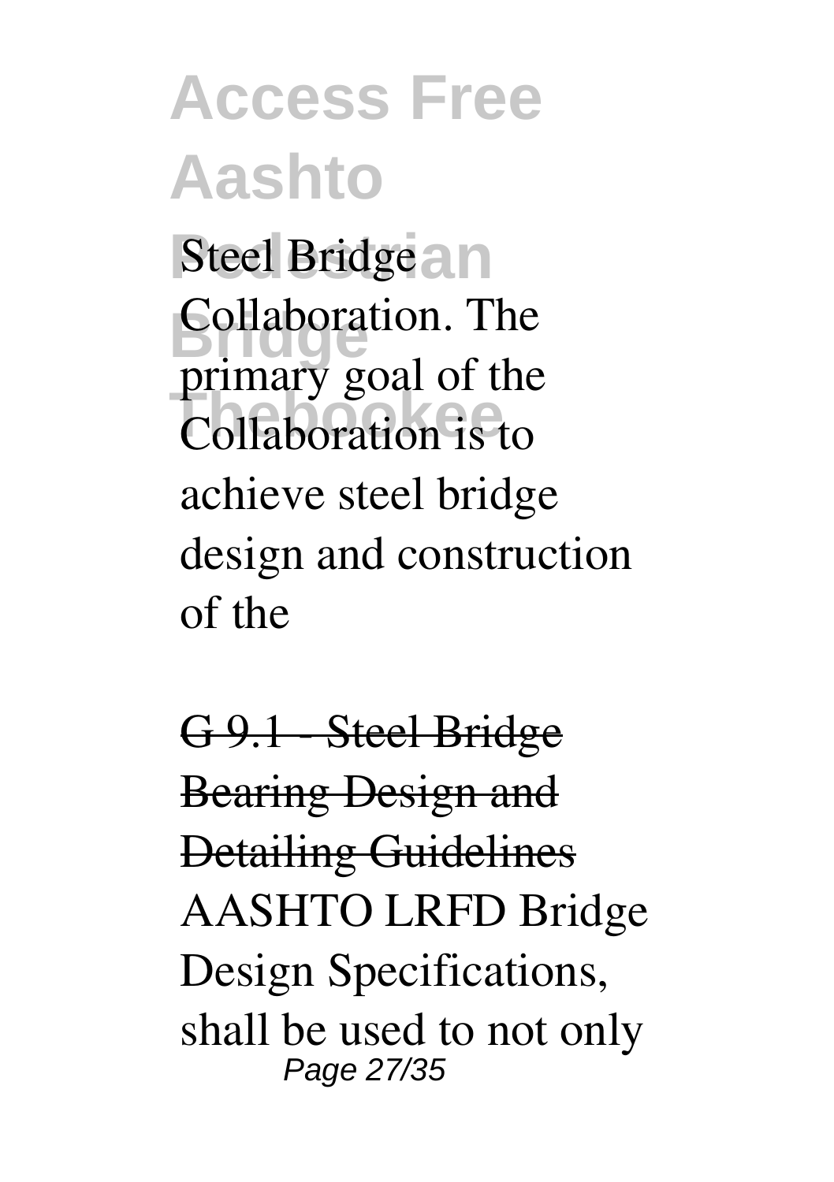Steel Bridge Collaboration. The primary goal of the Collaboration is to achieve steel bridge design and construction of the

G 9.1 - Steel Bridge Bearing Design and Detailing Guidelines

AASHTO LRFD Bridge Design Specifications, shall be used to not only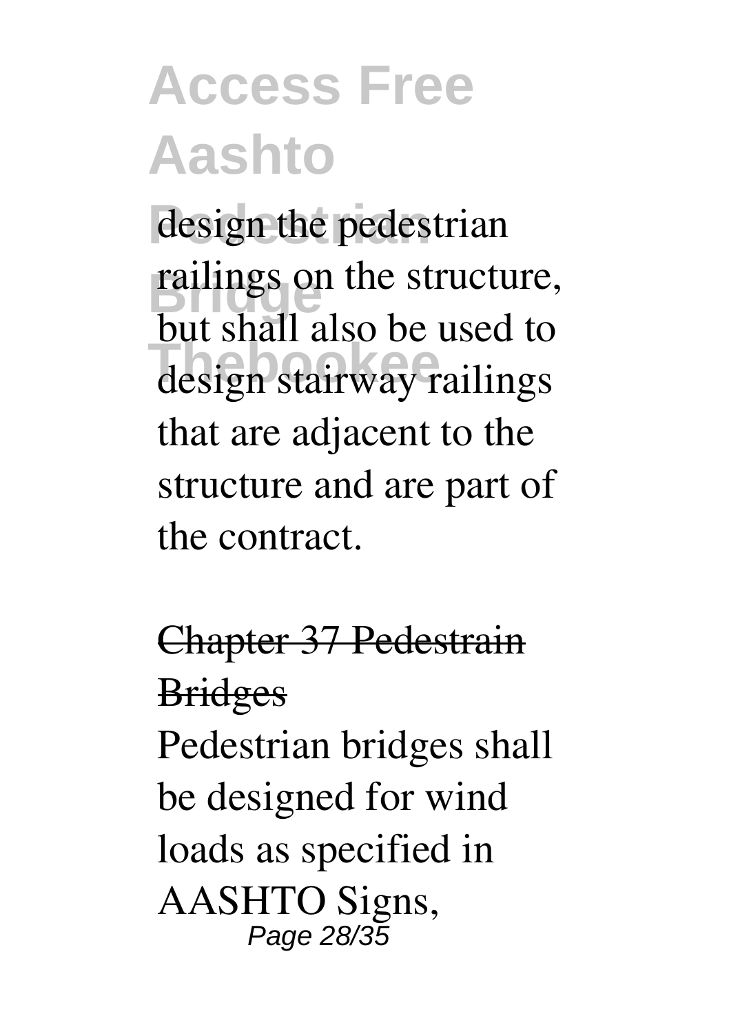design the pedestrian railings on the structure, but shall also be used to design stairway railings that are adjacent to the structure and are part of the contract.

## Chapter 37 Pedestrain Bridges

Pedestrian bridges shall be designed for wind loads as specified in AASHTO Signs,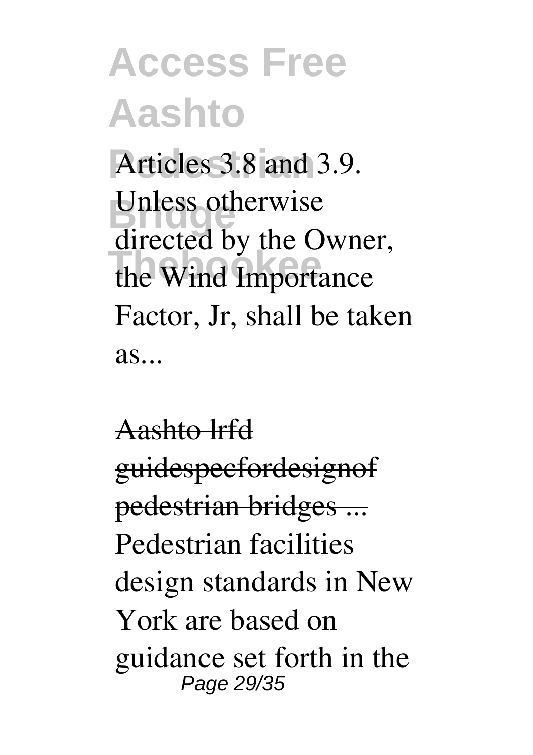Articles 3.8 and 3.9. Unless otherwise directed by the Owner, the Wind Importance Factor, Jr, shall be taken as...

Aashto lrfd guidespecfordesignof pedestrian bridges ...

Pedestrian facilities design standards in New York are based on guidance set forth in the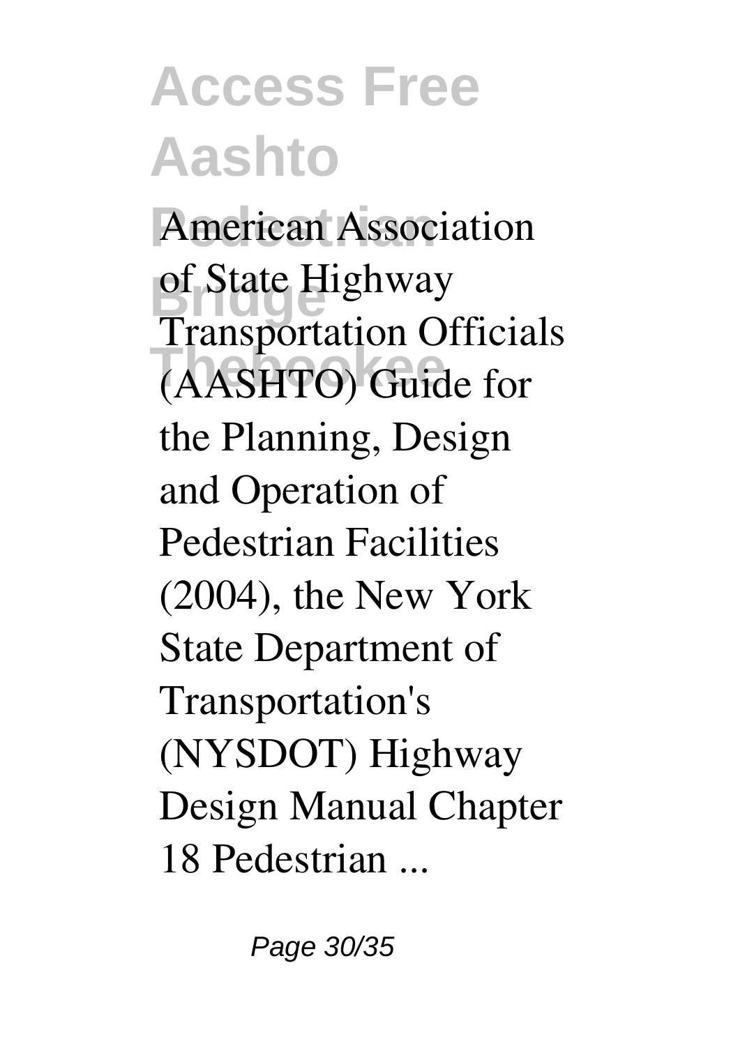American Association of State Highway Transportation Officials (AASHTO) Guide for the Planning, Design and Operation of Pedestrian Facilities (2004), the New York State Department of Transportation's (NYSDOT) Highway Design Manual Chapter 18 Pedestrian ...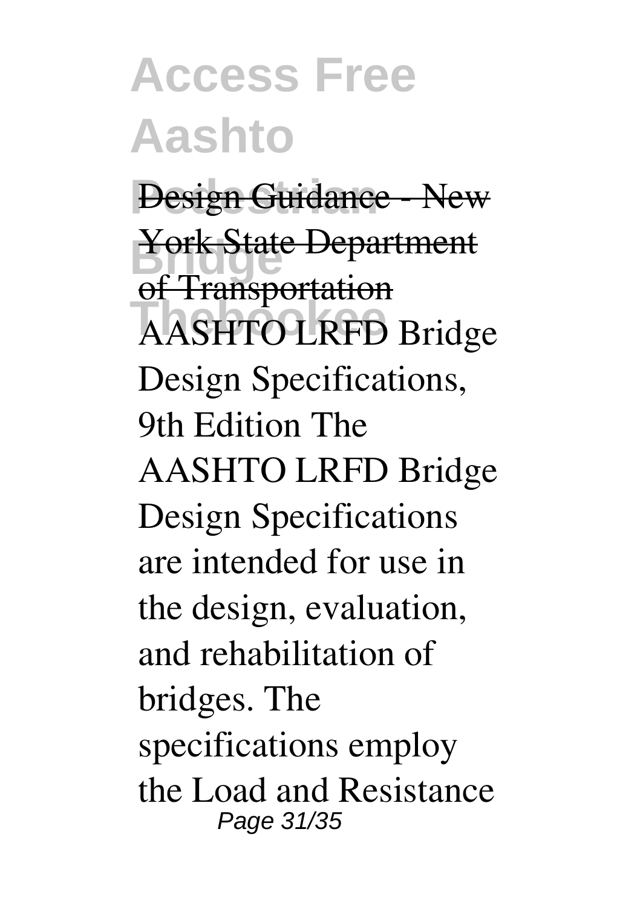Design Guidance - New York State Department of Transportation

AASHTO LRFD Bridge Design Specifications, 9th Edition The AASHTO LRFD Bridge Design Specifications are intended for use in the design, evaluation, and rehabilitation of bridges. The specifications employ the Load and Resistance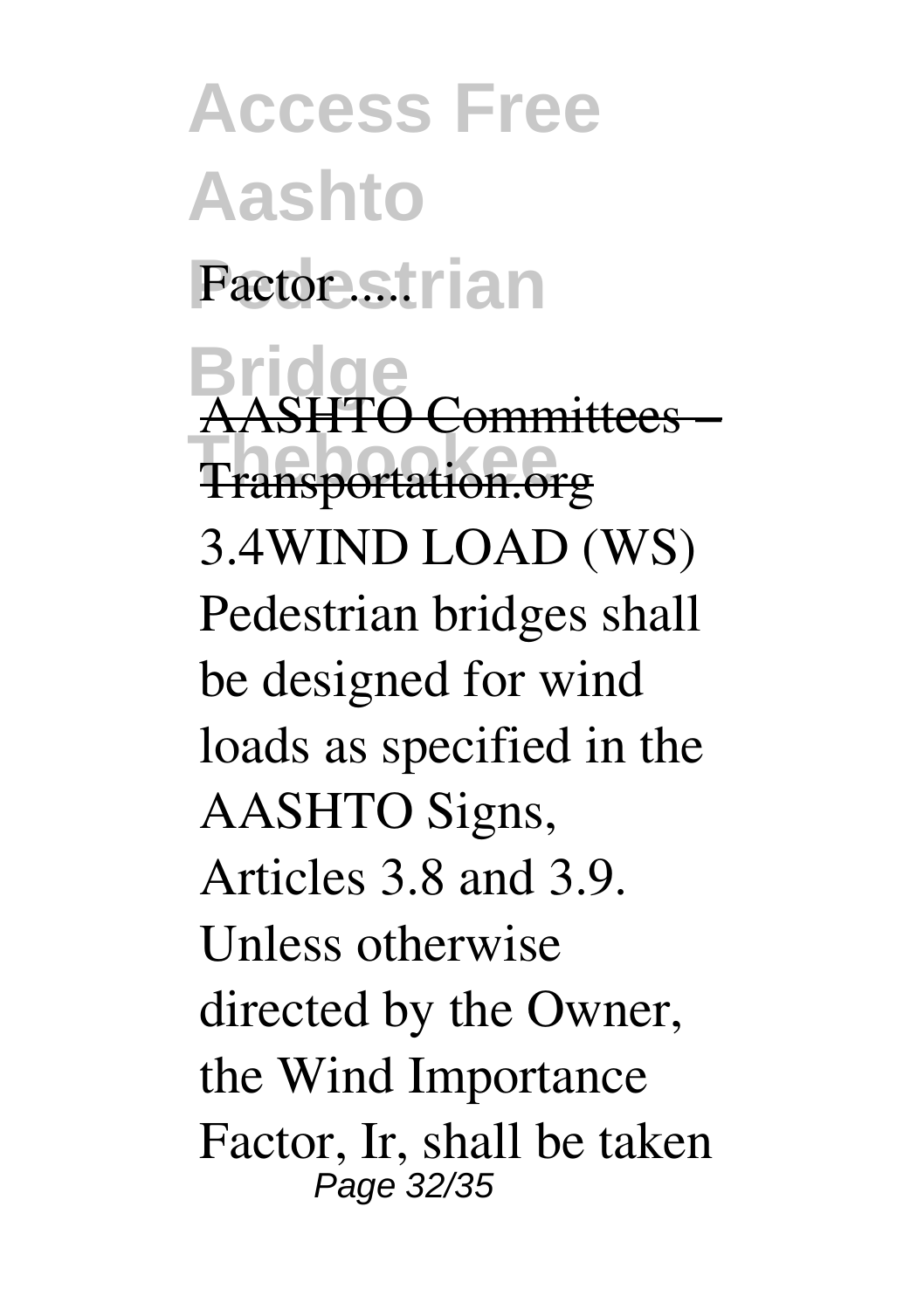Factor .....

AASHTO Committees – Transportation.org

3.4WIND LOAD (WS) Pedestrian bridges shall be designed for wind loads as specified in the AASHTO Signs, Articles 3.8 and 3.9. Unless otherwise directed by the Owner, the Wind Importance Factor, Ir, shall be taken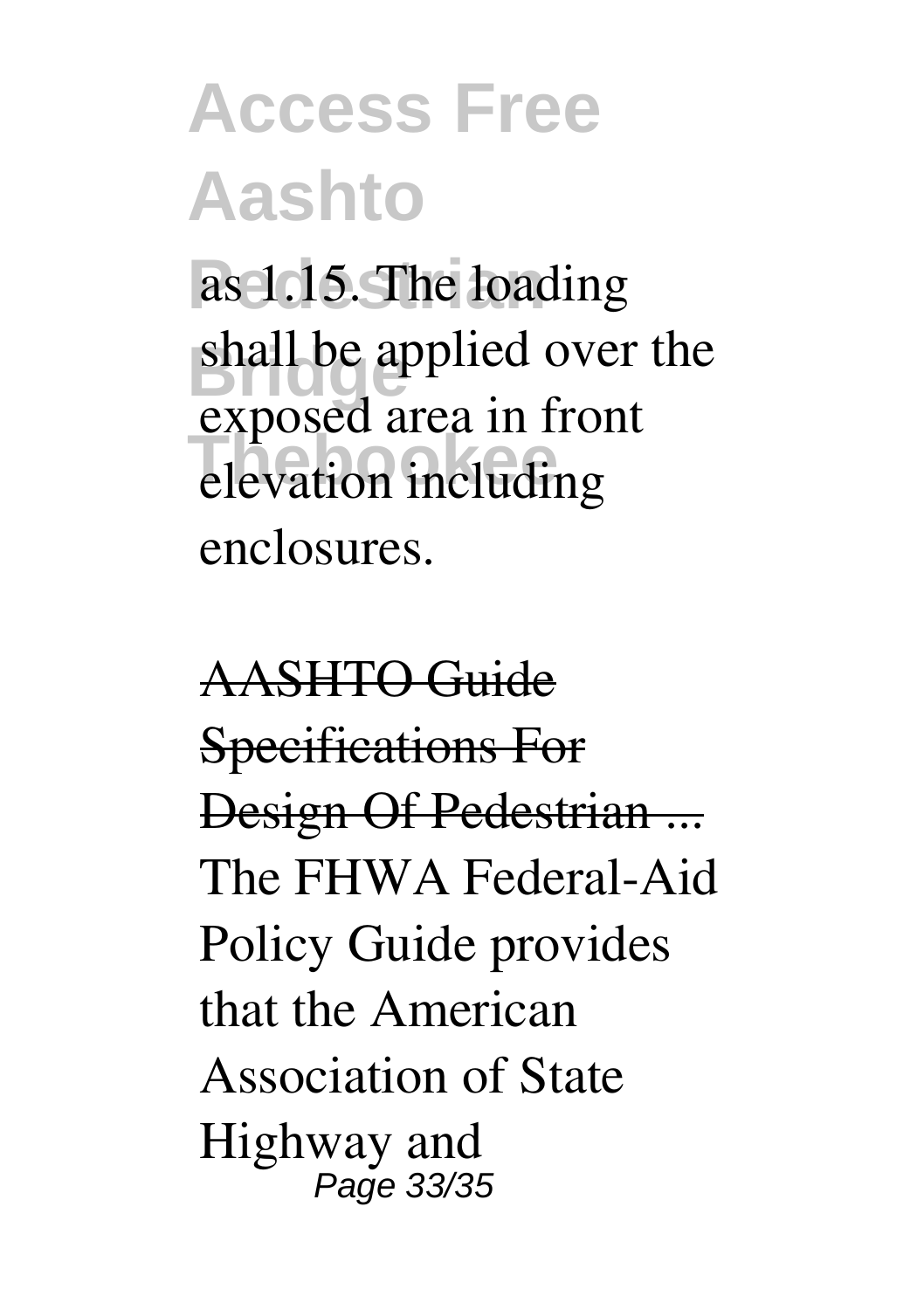as 1.15. The loading shall be applied over the exposed area in front elevation including enclosures.

AASHTO Guide Specifications For Design Of Pedestrian ...

The FHWA Federal-Aid Policy Guide provides that the American Association of State Highway and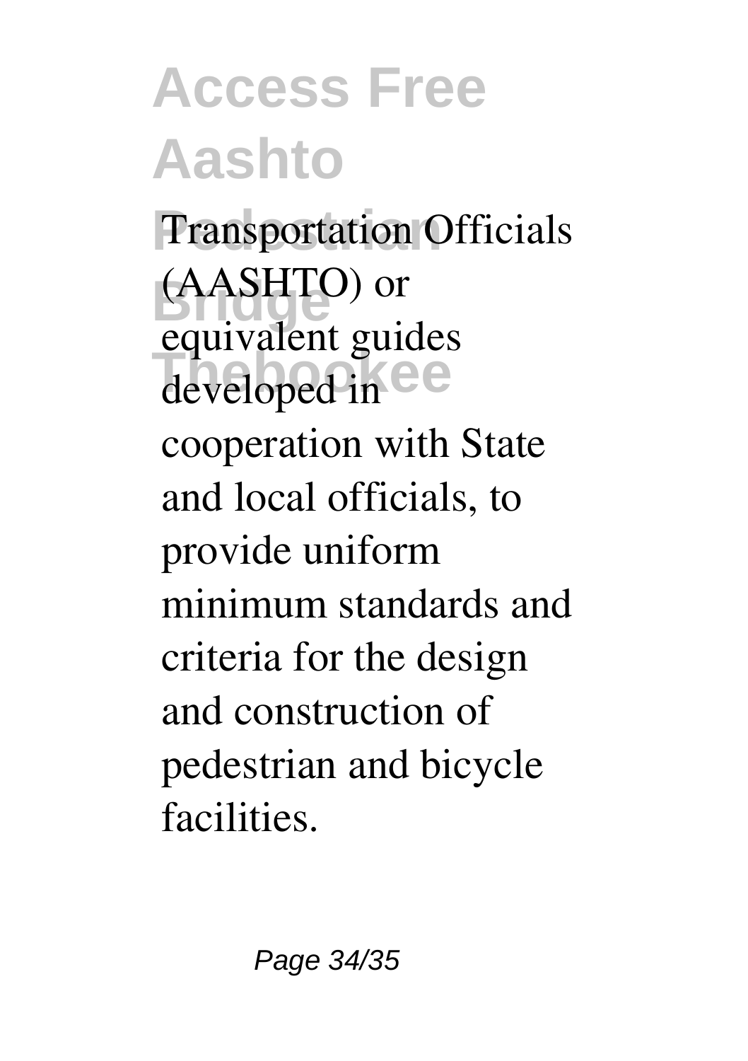Transportation Officials (AASHTO) or equivalent guides developed in cooperation with State and local officials, to provide uniform minimum standards and criteria for the design and construction of pedestrian and bicycle facilities.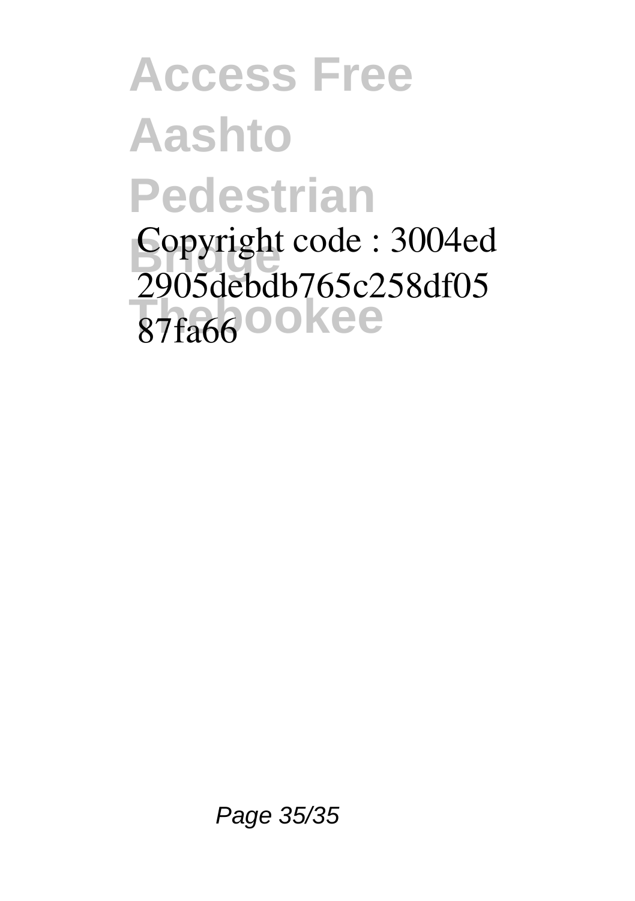Copyright code : 3004ed2905debdb765c258df0587fa66